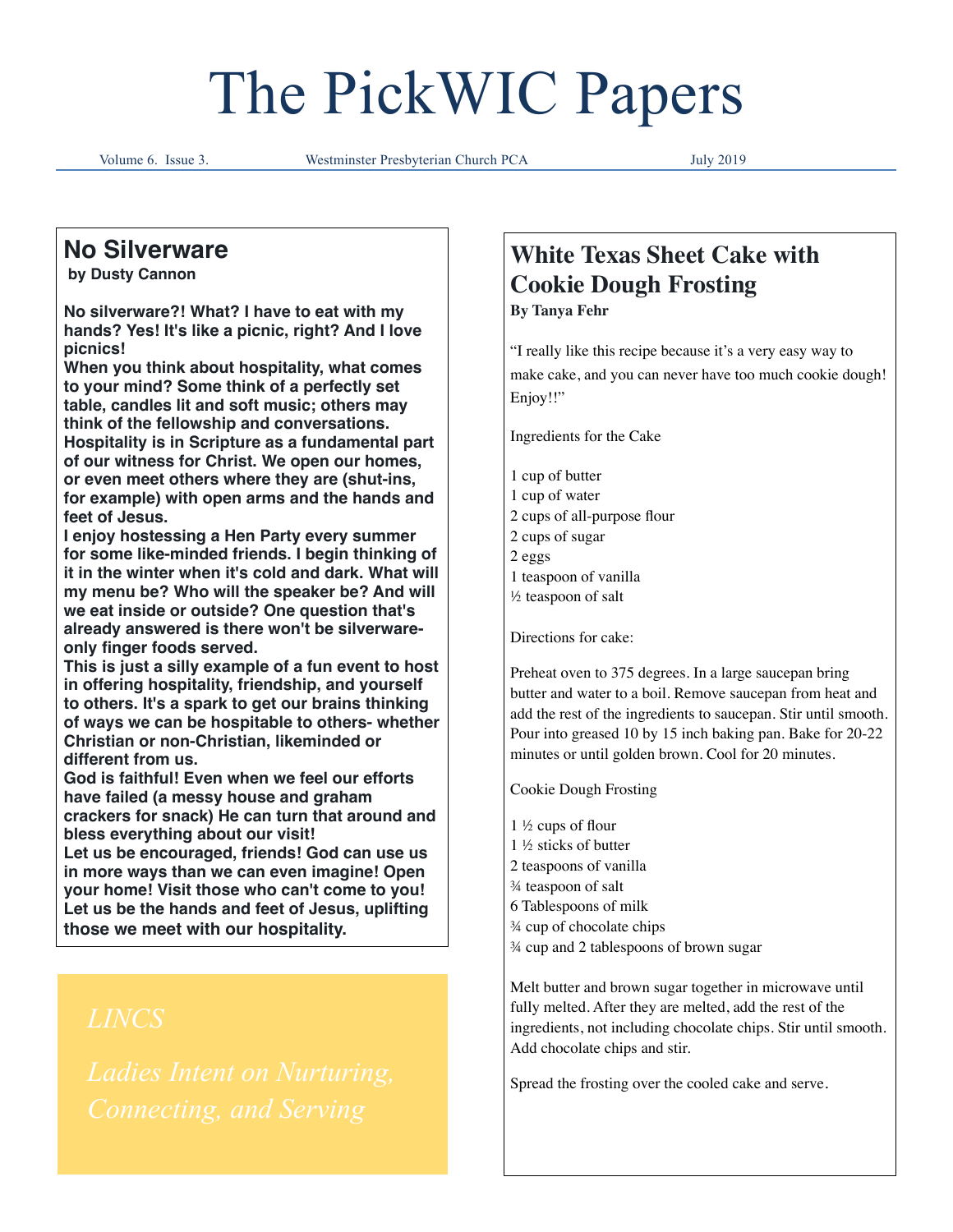# The PickWIC Papers

Volume 6. Issue 3. Westminster Presbyterian Church PCA July 2019

## No Silverware

**by Dusty Cannon**

**No silverware?! What? I have to eat with my hands? Yes! It's like a picnic, right? And I love picnics!**

**When you think about hospitality, what comes to your mind? Some think of a perfectly set table, candles lit and soft music; others may think of the fellowship and conversations. Hospitality is in Scripture as a fundamental part of our witness for Christ. We open our homes, or even meet others where they are (shut-ins, for example) with open arms and the hands and feet of Jesus.**

**I enjoy hostessing a Hen Party every summer for some like-minded friends. I begin thinking of it in the winter when it's cold and dark. What will my menu be? Who will the speaker be? And will we eat inside or outside? One question that's already answered is there won't be silverware-only finger foods served.**

**This is just a silly example of a fun event to host in offering hospitality, friendship, and yourself to others. It's a spark to get our brains thinking of ways we can be hospitable to others- whether Christian or non-Christian, likeminded or different from us.**

**God is faithful! Even when we feel our efforts have failed (a messy house and graham crackers for snack) He can turn that around and bless everything about our visit!**

**Let us be encouraged, friends! God can use us in more ways than we can even imagine! Open your home! Visit those who can't come to you! Let us be the hands and feet of Jesus, uplifting those we meet with our hospitality.**

*LINCS*

*Ladies Intent on Nurturing, Connecting, and Serving*

## White Texas Sheet Cake with Cookie Dough Frosting

**By Tanya Fehr**

"I really like this recipe because it's a very easy way to make cake, and you can never have too much cookie dough! Enjoy!!"

Ingredients for the Cake

1 cup of butter
1 cup of water
2 cups of all-purpose flour
2 cups of sugar
2 eggs
1 teaspoon of vanilla
½ teaspoon of salt

Directions for cake:

Preheat oven to 375 degrees. In a large saucepan bring butter and water to a boil. Remove saucepan from heat and add the rest of the ingredients to saucepan. Stir until smooth. Pour into greased 10 by 15 inch baking pan. Bake for 20-22 minutes or until golden brown. Cool for 20 minutes.

Cookie Dough Frosting

1 ½ cups of flour
1 ½ sticks of butter
2 teaspoons of vanilla
¾ teaspoon of salt
6 Tablespoons of milk
¾ cup of chocolate chips
¾ cup and 2 tablespoons of brown sugar

Melt butter and brown sugar together in microwave until fully melted. After they are melted, add the rest of the ingredients, not including chocolate chips. Stir until smooth. Add chocolate chips and stir.

Spread the frosting over the cooled cake and serve.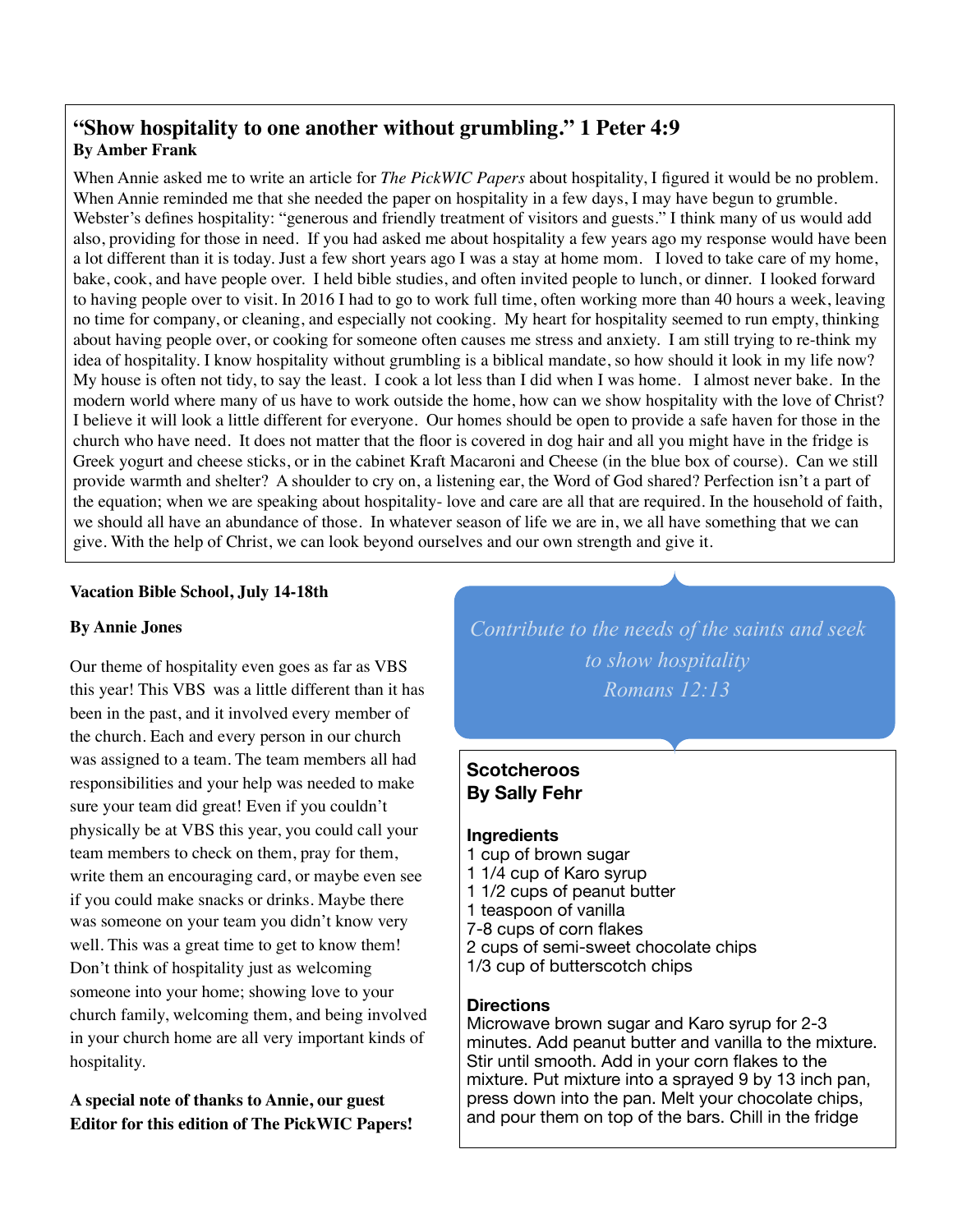## "Show hospitality to one another without grumbling." 1 Peter 4:9

**By Amber Frank**

When Annie asked me to write an article for *The PickWIC Papers* about hospitality, I figured it would be no problem. When Annie reminded me that she needed the paper on hospitality in a few days, I may have begun to grumble. Webster's defines hospitality: "generous and friendly treatment of visitors and guests." I think many of us would add also, providing for those in need. If you had asked me about hospitality a few years ago my response would have been a lot different than it is today. Just a few short years ago I was a stay at home mom. I loved to take care of my home, bake, cook, and have people over. I held bible studies, and often invited people to lunch, or dinner. I looked forward to having people over to visit. In 2016 I had to go to work full time, often working more than 40 hours a week, leaving no time for company, or cleaning, and especially not cooking. My heart for hospitality seemed to run empty, thinking about having people over, or cooking for someone often causes me stress and anxiety. I am still trying to re-think my idea of hospitality. I know hospitality without grumbling is a biblical mandate, so how should it look in my life now? My house is often not tidy, to say the least. I cook a lot less than I did when I was home. I almost never bake. In the modern world where many of us have to work outside the home, how can we show hospitality with the love of Christ? I believe it will look a little different for everyone. Our homes should be open to provide a safe haven for those in the church who have need. It does not matter that the floor is covered in dog hair and all you might have in the fridge is Greek yogurt and cheese sticks, or in the cabinet Kraft Macaroni and Cheese (in the blue box of course). Can we still provide warmth and shelter? A shoulder to cry on, a listening ear, the Word of God shared? Perfection isn't a part of the equation; when we are speaking about hospitality- love and care are all that are required. In the household of faith, we should all have an abundance of those. In whatever season of life we are in, we all have something that we can give. With the help of Christ, we can look beyond ourselves and our own strength and give it.

**Vacation Bible School, July 14-18th**

**By Annie Jones**

Our theme of hospitality even goes as far as VBS this year! This VBS was a little different than it has been in the past, and it involved every member of the church. Each and every person in our church was assigned to a team. The team members all had responsibilities and your help was needed to make sure your team did great! Even if you couldn't physically be at VBS this year, you could call your team members to check on them, pray for them, write them an encouraging card, or maybe even see if you could make snacks or drinks. Maybe there was someone on your team you didn't know very well. This was a great time to get to know them! Don't think of hospitality just as welcoming someone into your home; showing love to your church family, welcoming them, and being involved in your church home are all very important kinds of hospitality.

**A special note of thanks to Annie, our guest Editor for this edition of The PickWIC Papers!**

*Contribute to the needs of the saints and seek to show hospitality*
*Romans 12:13*

**Scotcheroos**
**By Sally Fehr**

**Ingredients**
- 1 cup of brown sugar
- 1 1/4 cup of Karo syrup
- 1 1/2 cups of peanut butter
- 1 teaspoon of vanilla
- 7-8 cups of corn flakes
- 2 cups of semi-sweet chocolate chips
- 1/3 cup of butterscotch chips

**Directions**

Microwave brown sugar and Karo syrup for 2-3 minutes. Add peanut butter and vanilla to the mixture. Stir until smooth. Add in your corn flakes to the mixture. Put mixture into a sprayed 9 by 13 inch pan, press down into the pan. Melt your chocolate chips, and pour them on top of the bars. Chill in the fridge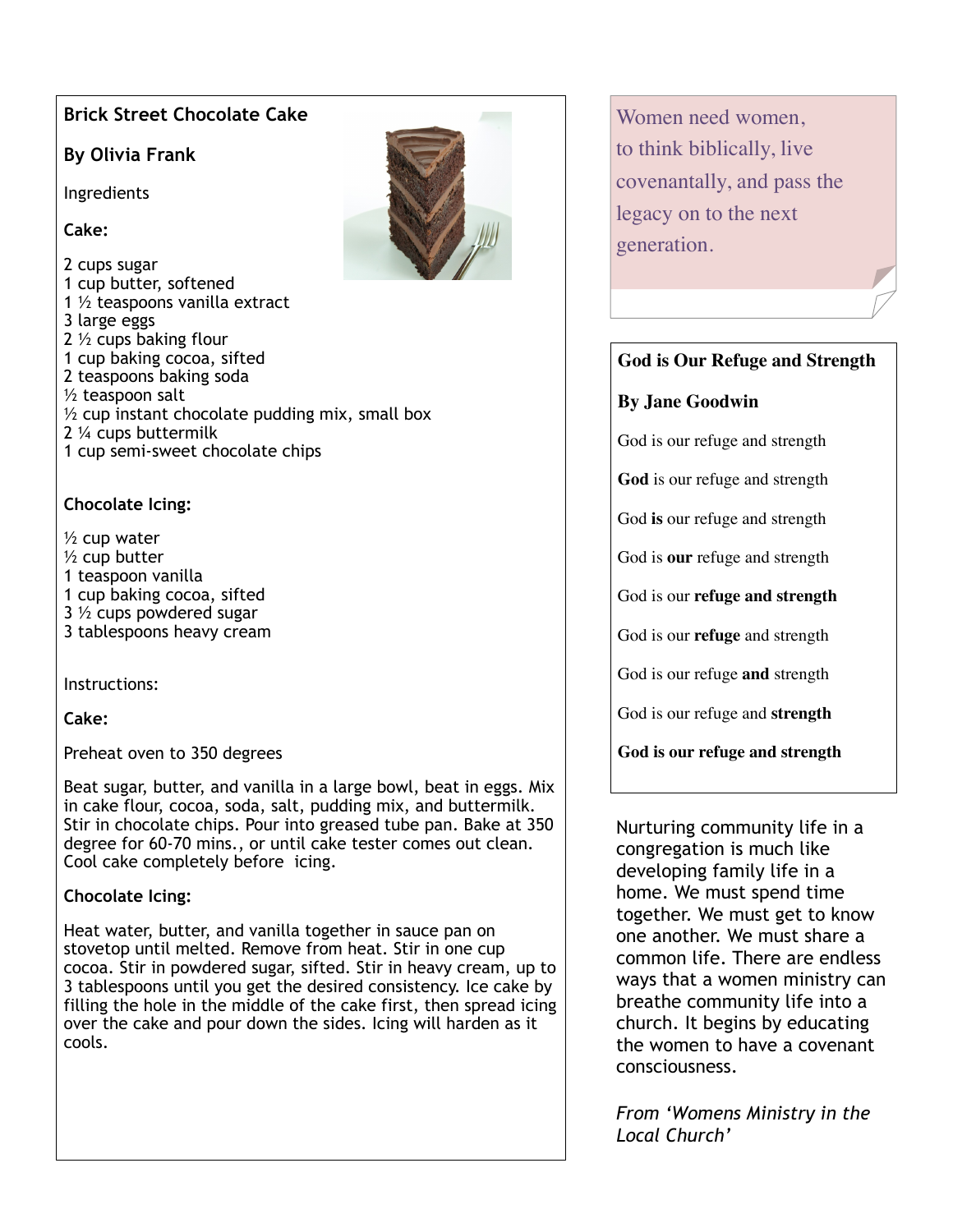## Brick Street Chocolate Cake

**By Olivia Frank**

Ingredients

**Cake:**

2 cups sugar
1 cup butter, softened
1 ½ teaspoons vanilla extract
3 large eggs
2 ½ cups baking flour
1 cup baking cocoa, sifted
2 teaspoons baking soda
½ teaspoon salt
½ cup instant chocolate pudding mix, small box
2 ¼ cups buttermilk
1 cup semi-sweet chocolate chips

**Chocolate Icing:**

½ cup water
½ cup butter
1 teaspoon vanilla
1 cup baking cocoa, sifted
3 ½ cups powdered sugar
3 tablespoons heavy cream

Instructions:

**Cake:**

Preheat oven to 350 degrees

Beat sugar, butter, and vanilla in a large bowl, beat in eggs. Mix in cake flour, cocoa, soda, salt, pudding mix, and buttermilk. Stir in chocolate chips. Pour into greased tube pan. Bake at 350 degree for 60-70 mins., or until cake tester comes out clean. Cool cake completely before icing.

**Chocolate Icing:**

Heat water, butter, and vanilla together in sauce pan on stovetop until melted. Remove from heat. Stir in one cup cocoa. Stir in powdered sugar, sifted. Stir in heavy cream, up to 3 tablespoons until you get the desired consistency. Ice cake by filling the hole in the middle of the cake first, then spread icing over the cake and pour down the sides. Icing will harden as it cools.

Women need women, to think biblically, live covenantally, and pass the legacy on to the next generation.

## God is Our Refuge and Strength

**By Jane Goodwin**

God is our refuge and strength

**God** is our refuge and strength

God **is** our refuge and strength

God is **our** refuge and strength

God is our **refuge and strength**

God is our **refuge** and strength

God is our refuge **and** strength

God is our refuge and **strength**

**God is our refuge and strength**

Nurturing community life in a congregation is much like developing family life in a home. We must spend time together. We must get to know one another. We must share a common life. There are endless ways that a women ministry can breathe community life into a church. It begins by educating the women to have a covenant consciousness.

*From 'Womens Ministry in the Local Church'*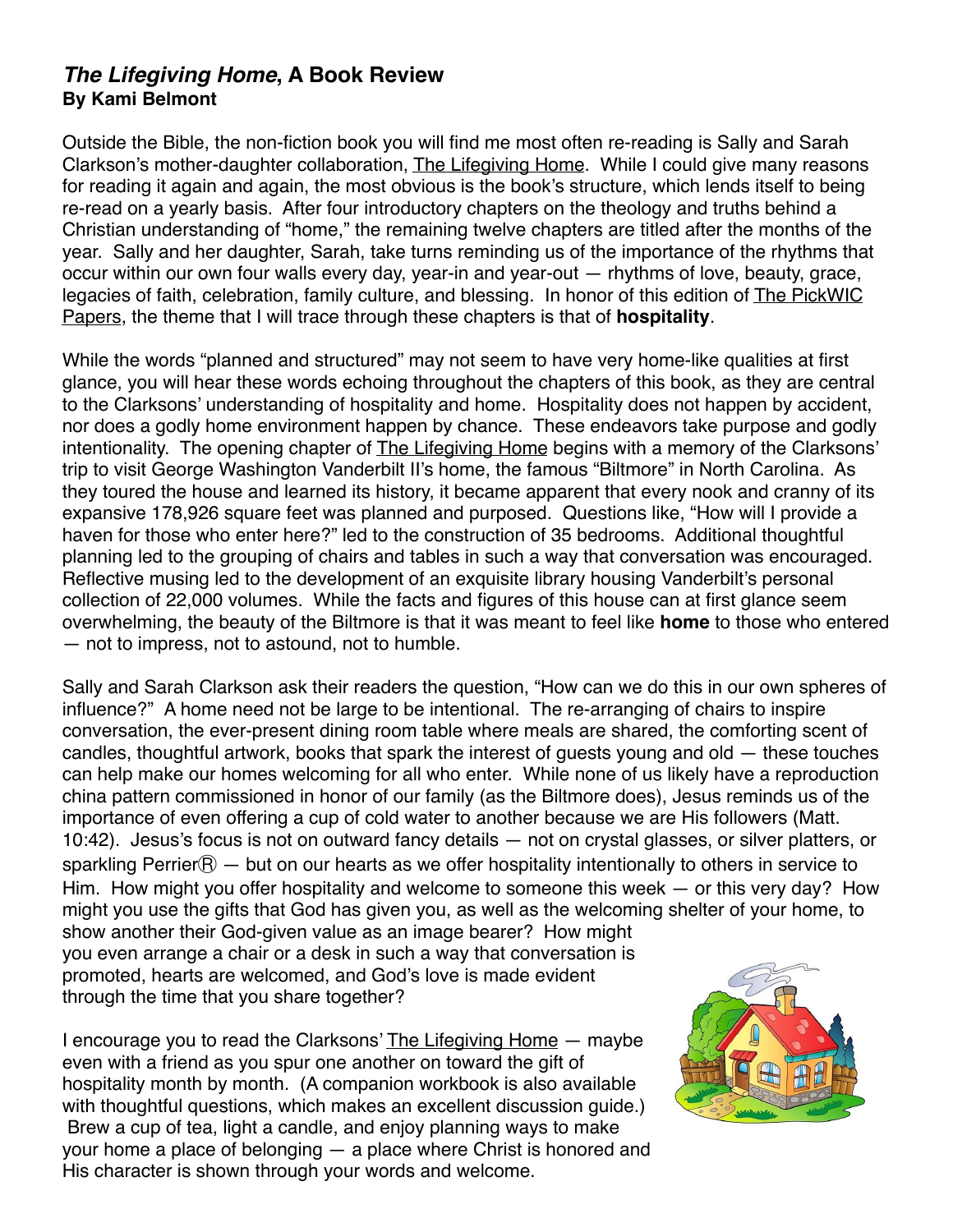## ***The Lifegiving Home*, A Book Review**
**By Kami Belmont**

Outside the Bible, the non-fiction book you will find me most often re-reading is Sally and Sarah Clarkson's mother-daughter collaboration, The Lifegiving Home. While I could give many reasons for reading it again and again, the most obvious is the book's structure, which lends itself to being re-read on a yearly basis. After four introductory chapters on the theology and truths behind a Christian understanding of "home," the remaining twelve chapters are titled after the months of the year. Sally and her daughter, Sarah, take turns reminding us of the importance of the rhythms that occur within our own four walls every day, year-in and year-out — rhythms of love, beauty, grace, legacies of faith, celebration, family culture, and blessing. In honor of this edition of The PickWIC Papers, the theme that I will trace through these chapters is that of **hospitality**.

While the words "planned and structured" may not seem to have very home-like qualities at first glance, you will hear these words echoing throughout the chapters of this book, as they are central to the Clarksons' understanding of hospitality and home. Hospitality does not happen by accident, nor does a godly home environment happen by chance. These endeavors take purpose and godly intentionality. The opening chapter of The Lifegiving Home begins with a memory of the Clarksons' trip to visit George Washington Vanderbilt II's home, the famous "Biltmore" in North Carolina. As they toured the house and learned its history, it became apparent that every nook and cranny of its expansive 178,926 square feet was planned and purposed. Questions like, "How will I provide a haven for those who enter here?" led to the construction of 35 bedrooms. Additional thoughtful planning led to the grouping of chairs and tables in such a way that conversation was encouraged. Reflective musing led to the development of an exquisite library housing Vanderbilt's personal collection of 22,000 volumes. While the facts and figures of this house can at first glance seem overwhelming, the beauty of the Biltmore is that it was meant to feel like **home** to those who entered — not to impress, not to astound, not to humble.

Sally and Sarah Clarkson ask their readers the question, "How can we do this in our own spheres of influence?" A home need not be large to be intentional. The re-arranging of chairs to inspire conversation, the ever-present dining room table where meals are shared, the comforting scent of candles, thoughtful artwork, books that spark the interest of guests young and old — these touches can help make our homes welcoming for all who enter. While none of us likely have a reproduction china pattern commissioned in honor of our family (as the Biltmore does), Jesus reminds us of the importance of even offering a cup of cold water to another because we are His followers (Matt. 10:42). Jesus's focus is not on outward fancy details — not on crystal glasses, or silver platters, or sparkling Perrier® — but on our hearts as we offer hospitality intentionally to others in service to Him. How might you offer hospitality and welcome to someone this week — or this very day? How might you use the gifts that God has given you, as well as the welcoming shelter of your home, to show another their God-given value as an image bearer? How might you even arrange a chair or a desk in such a way that conversation is promoted, hearts are welcomed, and God's love is made evident through the time that you share together?

I encourage you to read the Clarksons' The Lifegiving Home — maybe even with a friend as you spur one another on toward the gift of hospitality month by month. (A companion workbook is also available with thoughtful questions, which makes an excellent discussion guide.) Brew a cup of tea, light a candle, and enjoy planning ways to make your home a place of belonging — a place where Christ is honored and His character is shown through your words and welcome.